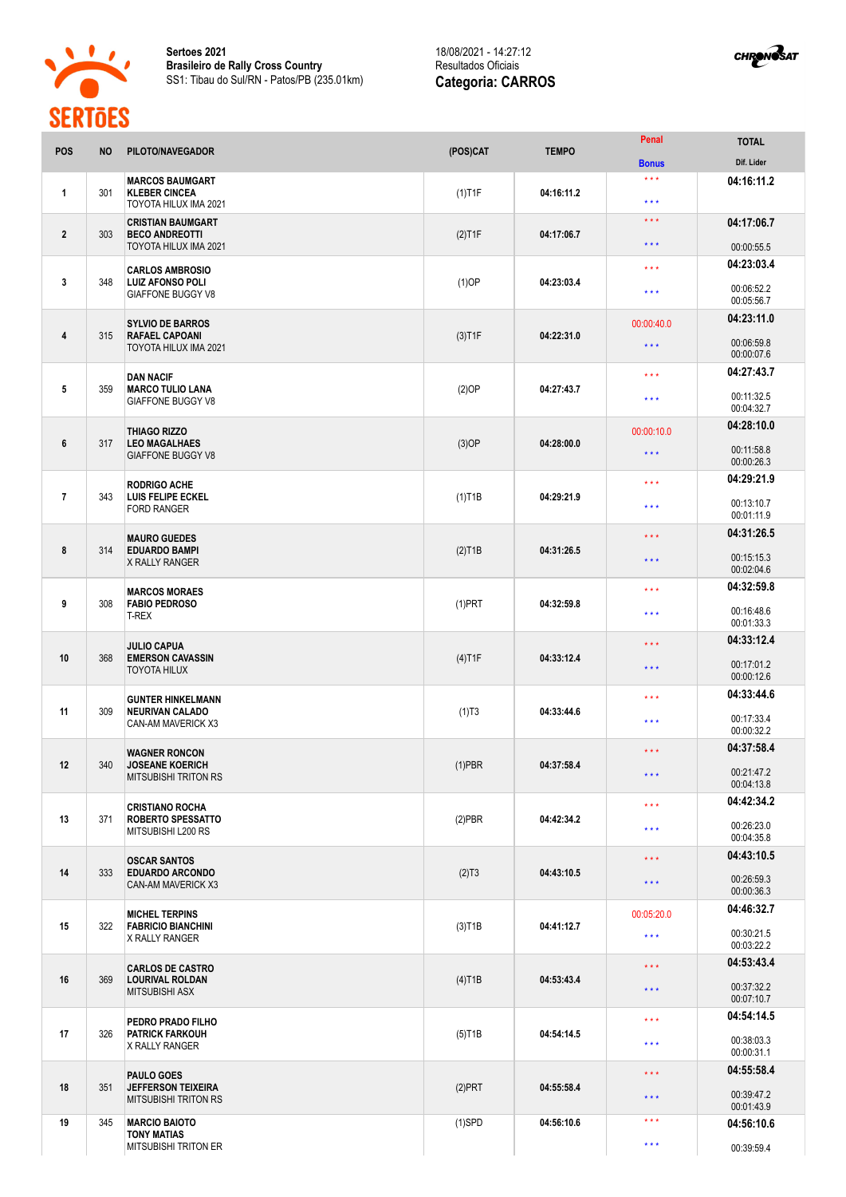**Sertoes 2021**
**Brasileiro de Rally Cross Country**
SS1: Tibau do Sul/RN - Patos/PB (235.01km)

18/08/2021 - 14:27:12
Resultados Oficiais
**Categoria: CARROS**

| POS | NO | PILOTO/NAVEGADOR | (POS)CAT | TEMPO | Penal / Bonus | TOTAL / Dif. Lider |
|---|---|---|---|---|---|---|
| 1 | 301 | **MARCOS BAUMGART**<br>**KLEBER CINCEA**<br>TOYOTA HILUX IMA 2021 | (1)T1F | 04:16:11.2 | \*\*\*<br>\*\*\* | **04:16:11.2** |
| 2 | 303 | **CRISTIAN BAUMGART**<br>**BECO ANDREOTTI**<br>TOYOTA HILUX IMA 2021 | (2)T1F | 04:17:06.7 | \*\*\*<br>\*\*\* | **04:17:06.7**<br>00:00:55.5 |
| 3 | 348 | **CARLOS AMBROSIO**<br>**LUIZ AFONSO POLI**<br>GIAFFONE BUGGY V8 | (1)OP | 04:23:03.4 | \*\*\*<br>\*\*\* | **04:23:03.4**<br>00:06:52.2<br>00:05:56.7 |
| 4 | 315 | **SYLVIO DE BARROS**<br>**RAFAEL CAPOANI**<br>TOYOTA HILUX IMA 2021 | (3)T1F | 04:22:31.0 | 00:00:40.0<br>\*\*\* | **04:23:11.0**<br>00:06:59.8<br>00:00:07.6 |
| 5 | 359 | **DAN NACIF**<br>**MARCO TULIO LANA**<br>GIAFFONE BUGGY V8 | (2)OP | 04:27:43.7 | \*\*\*<br>\*\*\* | **04:27:43.7**<br>00:11:32.5<br>00:04:32.7 |
| 6 | 317 | **THIAGO RIZZO**<br>**LEO MAGALHAES**<br>GIAFFONE BUGGY V8 | (3)OP | 04:28:00.0 | 00:00:10.0<br>\*\*\* | **04:28:10.0**<br>00:11:58.8<br>00:00:26.3 |
| 7 | 343 | **RODRIGO ACHE**<br>**LUIS FELIPE ECKEL**<br>FORD RANGER | (1)T1B | 04:29:21.9 | \*\*\*<br>\*\*\* | **04:29:21.9**<br>00:13:10.7<br>00:01:11.9 |
| 8 | 314 | **MAURO GUEDES**<br>**EDUARDO BAMPI**<br>X RALLY RANGER | (2)T1B | 04:31:26.5 | \*\*\*<br>\*\*\* | **04:31:26.5**<br>00:15:15.3<br>00:02:04.6 |
| 9 | 308 | **MARCOS MORAES**<br>**FABIO PEDROSO**<br>T-REX | (1)PRT | 04:32:59.8 | \*\*\*<br>\*\*\* | **04:32:59.8**<br>00:16:48.6<br>00:01:33.3 |
| 10 | 368 | **JULIO CAPUA**<br>**EMERSON CAVASSIN**<br>TOYOTA HILUX | (4)T1F | 04:33:12.4 | \*\*\*<br>\*\*\* | **04:33:12.4**<br>00:17:01.2<br>00:00:12.6 |
| 11 | 309 | **GUNTER HINKELMANN**<br>**NEURIVAN CALADO**<br>CAN-AM MAVERICK X3 | (1)T3 | 04:33:44.6 | \*\*\*<br>\*\*\* | **04:33:44.6**<br>00:17:33.4<br>00:00:32.2 |
| 12 | 340 | **WAGNER RONCON**<br>**JOSEANE KOERICH**<br>MITSUBISHI TRITON RS | (1)PBR | 04:37:58.4 | \*\*\*<br>\*\*\* | **04:37:58.4**<br>00:21:47.2<br>00:04:13.8 |
| 13 | 371 | **CRISTIANO ROCHA**<br>**ROBERTO SPESSATTO**<br>MITSUBISHI L200 RS | (2)PBR | 04:42:34.2 | \*\*\*<br>\*\*\* | **04:42:34.2**<br>00:26:23.0<br>00:04:35.8 |
| 14 | 333 | **OSCAR SANTOS**<br>**EDUARDO ARCONDO**<br>CAN-AM MAVERICK X3 | (2)T3 | 04:43:10.5 | \*\*\*<br>\*\*\* | **04:43:10.5**<br>00:26:59.3<br>00:00:36.3 |
| 15 | 322 | **MICHEL TERPINS**<br>**FABRICIO BIANCHINI**<br>X RALLY RANGER | (3)T1B | 04:41:12.7 | 00:05:20.0<br>\*\*\* | **04:46:32.7**<br>00:30:21.5<br>00:03:22.2 |
| 16 | 369 | **CARLOS DE CASTRO**<br>**LOURIVAL ROLDAN**<br>MITSUBISHI ASX | (4)T1B | 04:53:43.4 | \*\*\*<br>\*\*\* | **04:53:43.4**<br>00:37:32.2<br>00:07:10.7 |
| 17 | 326 | **PEDRO PRADO FILHO**<br>**PATRICK FARKOUH**<br>X RALLY RANGER | (5)T1B | 04:54:14.5 | \*\*\*<br>\*\*\* | **04:54:14.5**<br>00:38:03.3<br>00:00:31.1 |
| 18 | 351 | **PAULO GOES**<br>**JEFFERSON TEIXEIRA**<br>MITSUBISHI TRITON RS | (2)PRT | 04:55:58.4 | \*\*\*<br>\*\*\* | **04:55:58.4**<br>00:39:47.2<br>00:01:43.9 |
| 19 | 345 | **MARCIO BAIOTO**<br>**TONY MATIAS**<br>MITSUBISHI TRITON ER | (1)SPD | 04:56:10.6 | \*\*\*<br>\*\*\* | **04:56:10.6**<br>00:39:59.4 |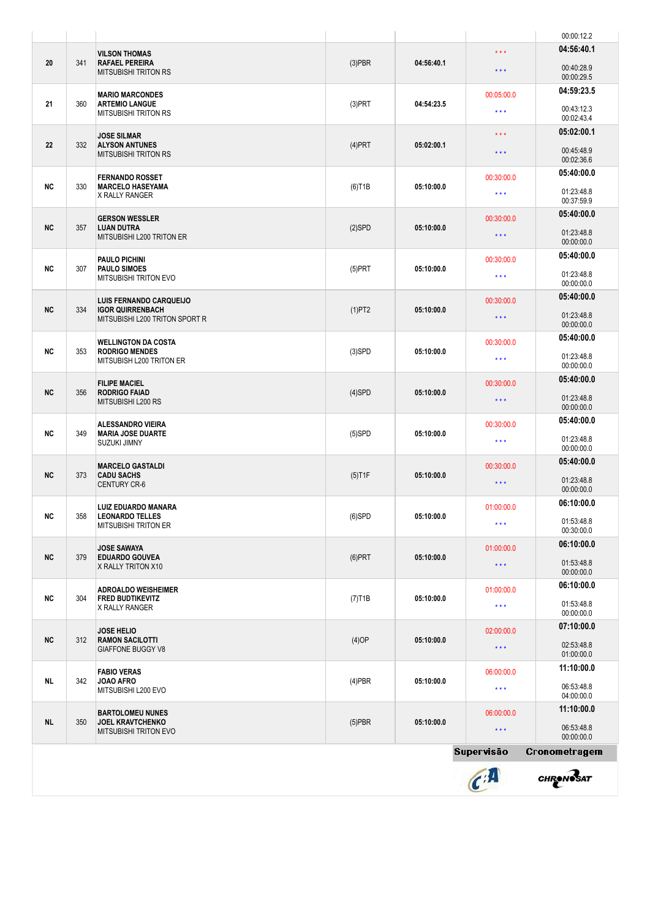| | | | | | | |
|---|---|---|---|---|---|---|
| | | | | | | 00:00:12.2 |
| 20 | 341 | **VILSON THOMAS**<br>**RAFAEL PEREIRA**<br>MITSUBISHI TRITON RS | (3)PBR | 04:56:40.1 | \*\*\*<br>\*\*\* | **04:56:40.1**<br>00:40:28.9<br>00:00:29.5 |
| 21 | 360 | **MARIO MARCONDES**<br>**ARTEMIO LANGUE**<br>MITSUBISHI TRITON RS | (3)PRT | 04:54:23.5 | 00:05:00.0<br>\*\*\* | **04:59:23.5**<br>00:43:12.3<br>00:02:43.4 |
| 22 | 332 | **JOSE SILMAR**<br>**ALYSON ANTUNES**<br>MITSUBISHI TRITON RS | (4)PRT | 05:02:00.1 | \*\*\*<br>\*\*\* | **05:02:00.1**<br>00:45:48.9<br>00:02:36.6 |
| NC | 330 | **FERNANDO ROSSET**<br>**MARCELO HASEYAMA**<br>X RALLY RANGER | (6)T1B | 05:10:00.0 | 00:30:00.0<br>\*\*\* | **05:40:00.0**<br>01:23:48.8<br>00:37:59.9 |
| NC | 357 | **GERSON WESSLER**<br>**LUAN DUTRA**<br>MITSUBISHI L200 TRITON ER | (2)SPD | 05:10:00.0 | 00:30:00.0<br>\*\*\* | **05:40:00.0**<br>01:23:48.8<br>00:00:00.0 |
| NC | 307 | **PAULO PICHINI**<br>**PAULO SIMOES**<br>MITSUBISHI TRITON EVO | (5)PRT | 05:10:00.0 | 00:30:00.0<br>\*\*\* | **05:40:00.0**<br>01:23:48.8<br>00:00:00.0 |
| NC | 334 | **LUIS FERNANDO CARQUEIJO**<br>**IGOR QUIRRENBACH**<br>MITSUBISHI L200 TRITON SPORT R | (1)PT2 | 05:10:00.0 | 00:30:00.0<br>\*\*\* | **05:40:00.0**<br>01:23:48.8<br>00:00:00.0 |
| NC | 353 | **WELLINGTON DA COSTA**<br>**RODRIGO MENDES**<br>MITSUBISH L200 TRITON ER | (3)SPD | 05:10:00.0 | 00:30:00.0<br>\*\*\* | **05:40:00.0**<br>01:23:48.8<br>00:00:00.0 |
| NC | 356 | **FILIPE MACIEL**<br>**RODRIGO FAIAD**<br>MITSUBISHI L200 RS | (4)SPD | 05:10:00.0 | 00:30:00.0<br>\*\*\* | **05:40:00.0**<br>01:23:48.8<br>00:00:00.0 |
| NC | 349 | **ALESSANDRO VIEIRA**<br>**MARIA JOSE DUARTE**<br>SUZUKI JIMNY | (5)SPD | 05:10:00.0 | 00:30:00.0<br>\*\*\* | **05:40:00.0**<br>01:23:48.8<br>00:00:00.0 |
| NC | 373 | **MARCELO GASTALDI**<br>**CADU SACHS**<br>CENTURY CR-6 | (5)T1F | 05:10:00.0 | 00:30:00.0<br>\*\*\* | **05:40:00.0**<br>01:23:48.8<br>00:00:00.0 |
| NC | 358 | **LUIZ EDUARDO MANARA**<br>**LEONARDO TELLES**<br>MITSUBISHI TRITON ER | (6)SPD | 05:10:00.0 | 01:00:00.0<br>\*\*\* | **06:10:00.0**<br>01:53:48.8<br>00:30:00.0 |
| NC | 379 | **JOSE SAWAYA**<br>**EDUARDO GOUVEA**<br>X RALLY TRITON X10 | (6)PRT | 05:10:00.0 | 01:00:00.0<br>\*\*\* | **06:10:00.0**<br>01:53:48.8<br>00:00:00.0 |
| NC | 304 | **ADROALDO WEISHEIMER**<br>**FRED BUDTIKEVITZ**<br>X RALLY RANGER | (7)T1B | 05:10:00.0 | 01:00:00.0<br>\*\*\* | **06:10:00.0**<br>01:53:48.8<br>00:00:00.0 |
| NC | 312 | **JOSE HELIO**<br>**RAMON SACILOTTI**<br>GIAFFONE BUGGY V8 | (4)OP | 05:10:00.0 | 02:00:00.0<br>\*\*\* | **07:10:00.0**<br>02:53:48.8<br>01:00:00.0 |
| NL | 342 | **FABIO VERAS**<br>**JOAO AFRO**<br>MITSUBISHI L200 EVO | (4)PBR | 05:10:00.0 | 06:00:00.0<br>\*\*\* | **11:10:00.0**<br>06:53:48.8<br>04:00:00.0 |
| NL | 350 | **BARTOLOMEU NUNES**<br>**JOEL KRAVTCHENKO**<br>MITSUBISHI TRITON EVO | (5)PBR | 05:10:00.0 | 06:00:00.0<br>\*\*\* | **11:10:00.0**<br>06:53:48.8<br>00:00:00.0 |

**Supervisão** **Cronometragem**

CBA CHRONOSAT